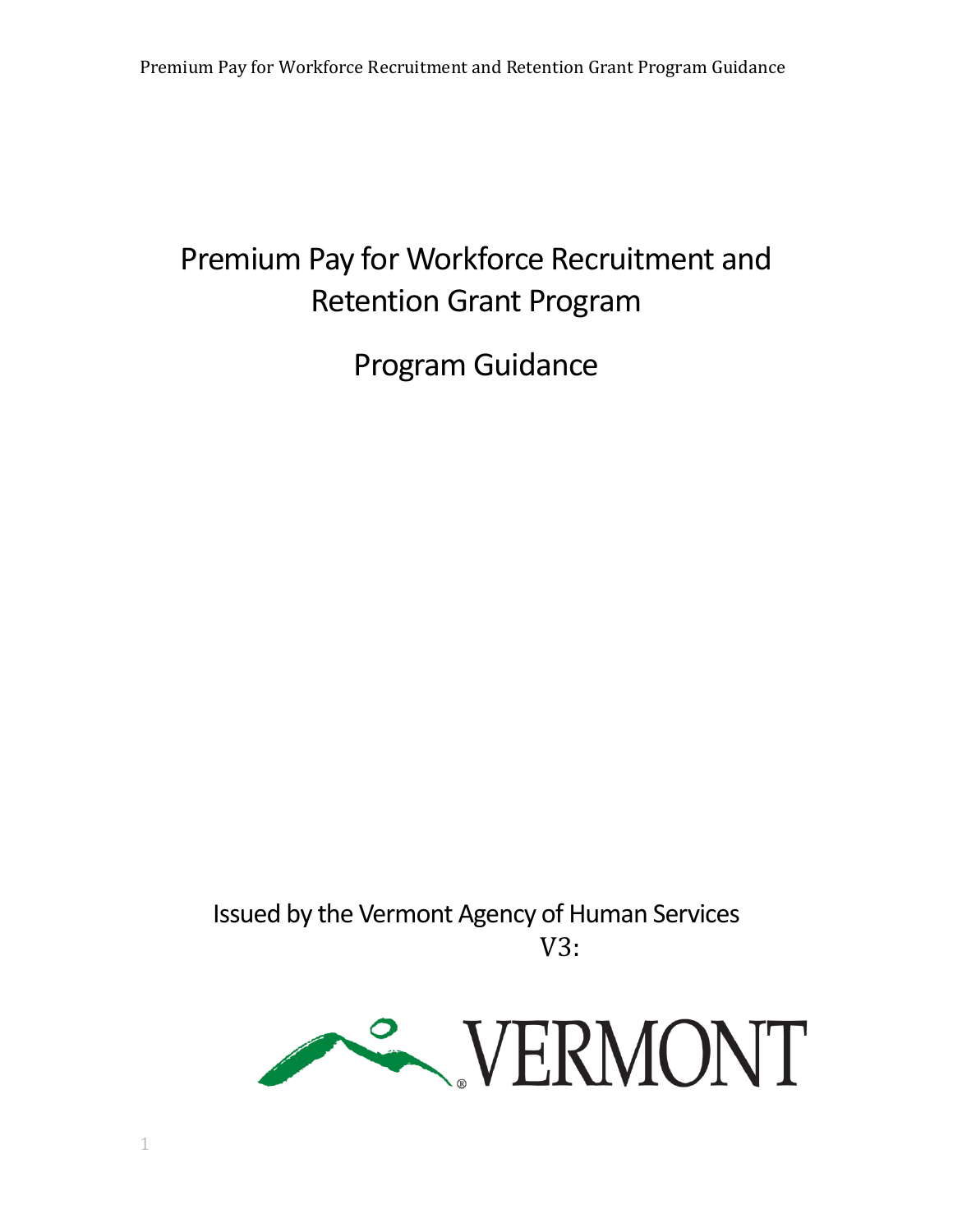# Premium Pay for Workforce Recruitment and Retention Grant Program

## Program Guidance

Issued by the Vermont Agency of Human Services

V3: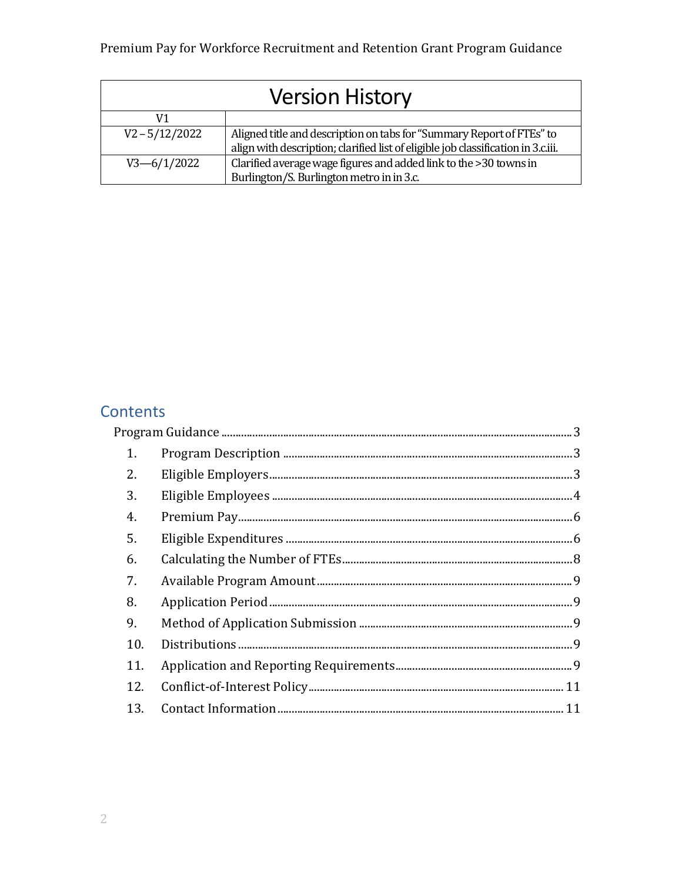| Version History | |
|---|---|
| V1 | |
| V2 – 5/12/2022 | Aligned title and description on tabs for "Summary Report of FTEs" to align with description; clarified list of eligible job classification in 3.c.iii. |
| V3—6/1/2022 | Clarified average wage figures and added link to the >30 towns in Burlington/S. Burlington metro in in 3.c. |

## Contents

- Program Guidance ..... 3
  1. Program Description ..... 3
  2. Eligible Employers ..... 3
  3. Eligible Employees ..... 4
  4. Premium Pay ..... 6
  5. Eligible Expenditures ..... 6
  6. Calculating the Number of FTEs ..... 8
  7. Available Program Amount ..... 9
  8. Application Period ..... 9
  9. Method of Application Submission ..... 9
  10. Distributions ..... 9
  11. Application and Reporting Requirements ..... 9
  12. Conflict-of-Interest Policy ..... 11
  13. Contact Information ..... 11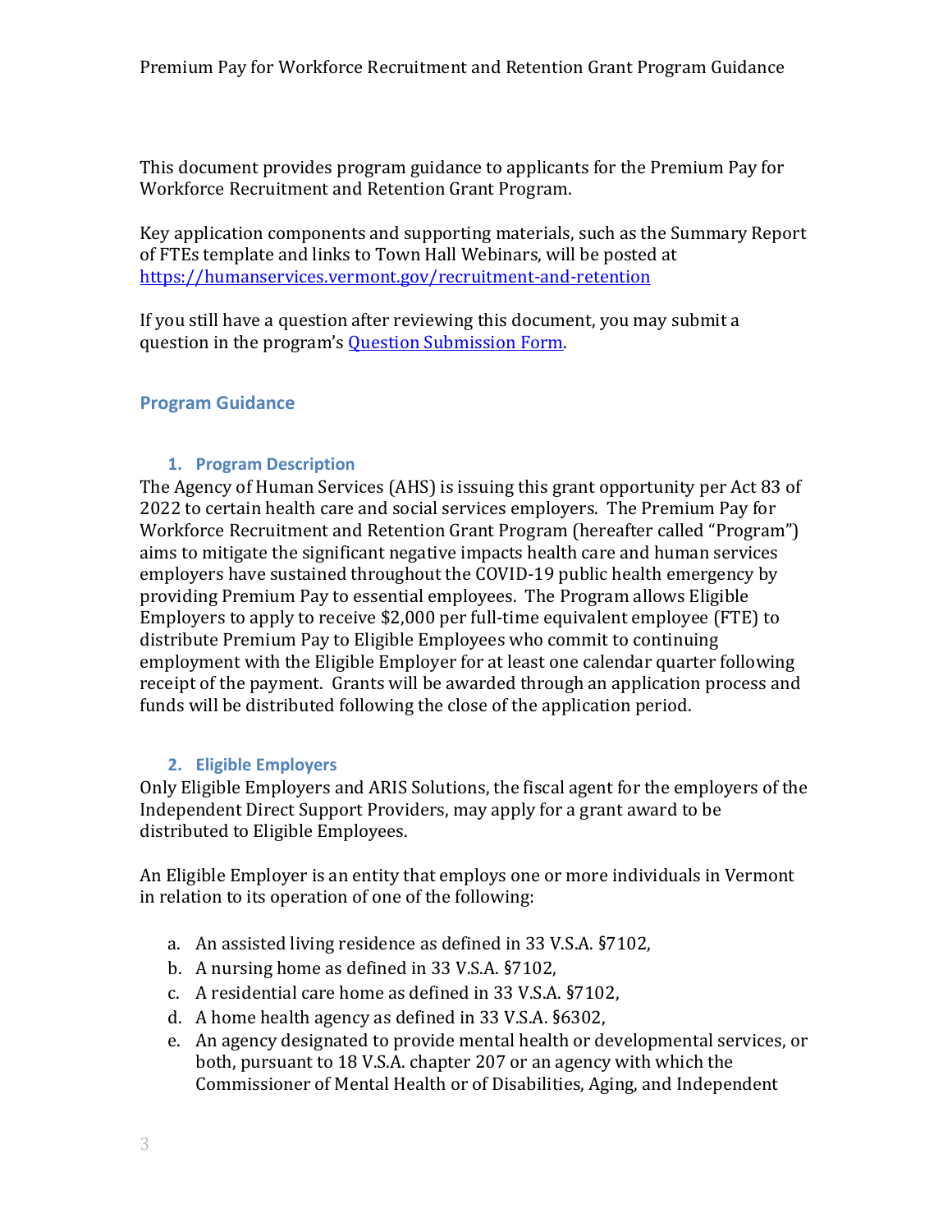This document provides program guidance to applicants for the Premium Pay for Workforce Recruitment and Retention Grant Program.

Key application components and supporting materials, such as the Summary Report of FTEs template and links to Town Hall Webinars, will be posted at https://humanservices.vermont.gov/recruitment-and-retention

If you still have a question after reviewing this document, you may submit a question in the program's Question Submission Form.

## Program Guidance

### 1. Program Description

The Agency of Human Services (AHS) is issuing this grant opportunity per Act 83 of 2022 to certain health care and social services employers. The Premium Pay for Workforce Recruitment and Retention Grant Program (hereafter called "Program") aims to mitigate the significant negative impacts health care and human services employers have sustained throughout the COVID-19 public health emergency by providing Premium Pay to essential employees. The Program allows Eligible Employers to apply to receive $2,000 per full-time equivalent employee (FTE) to distribute Premium Pay to Eligible Employees who commit to continuing employment with the Eligible Employer for at least one calendar quarter following receipt of the payment. Grants will be awarded through an application process and funds will be distributed following the close of the application period.

### 2. Eligible Employers

Only Eligible Employers and ARIS Solutions, the fiscal agent for the employers of the Independent Direct Support Providers, may apply for a grant award to be distributed to Eligible Employees.

An Eligible Employer is an entity that employs one or more individuals in Vermont in relation to its operation of one of the following:

a. An assisted living residence as defined in 33 V.S.A. §7102,
b. A nursing home as defined in 33 V.S.A. §7102,
c. A residential care home as defined in 33 V.S.A. §7102,
d. A home health agency as defined in 33 V.S.A. §6302,
e. An agency designated to provide mental health or developmental services, or both, pursuant to 18 V.S.A. chapter 207 or an agency with which the Commissioner of Mental Health or of Disabilities, Aging, and Independent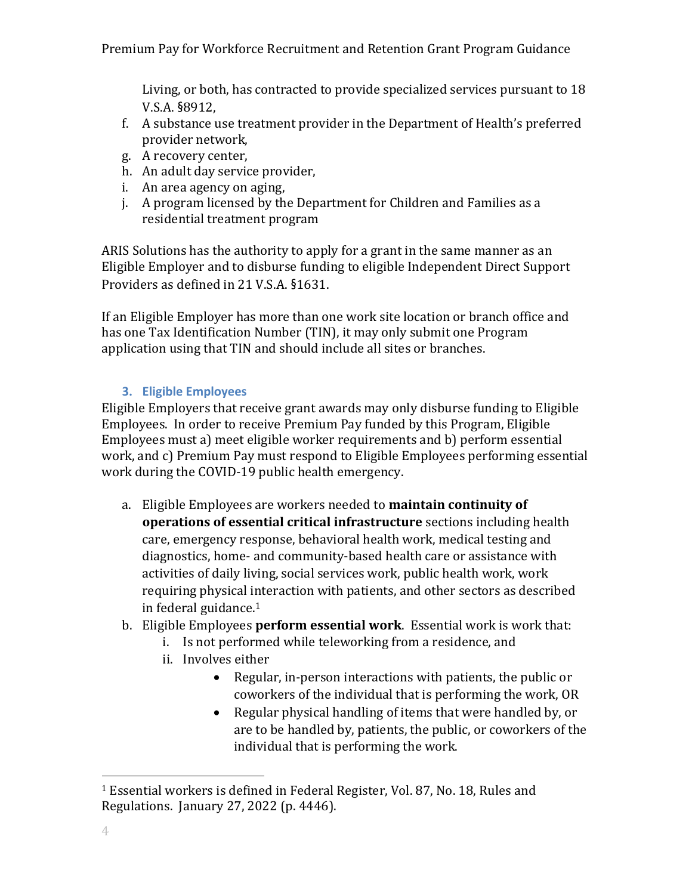Living, or both, has contracted to provide specialized services pursuant to 18 V.S.A. §8912,

f. A substance use treatment provider in the Department of Health's preferred provider network,
g. A recovery center,
h. An adult day service provider,
i. An area agency on aging,
j. A program licensed by the Department for Children and Families as a residential treatment program

ARIS Solutions has the authority to apply for a grant in the same manner as an Eligible Employer and to disburse funding to eligible Independent Direct Support Providers as defined in 21 V.S.A. §1631.

If an Eligible Employer has more than one work site location or branch office and has one Tax Identification Number (TIN), it may only submit one Program application using that TIN and should include all sites or branches.

### 3. Eligible Employees

Eligible Employers that receive grant awards may only disburse funding to Eligible Employees. In order to receive Premium Pay funded by this Program, Eligible Employees must a) meet eligible worker requirements and b) perform essential work, and c) Premium Pay must respond to Eligible Employees performing essential work during the COVID-19 public health emergency.

a. Eligible Employees are workers needed to **maintain continuity of operations of essential critical infrastructure** sections including health care, emergency response, behavioral health work, medical testing and diagnostics, home- and community-based health care or assistance with activities of daily living, social services work, public health work, work requiring physical interaction with patients, and other sectors as described in federal guidance.[1]
b. Eligible Employees **perform essential work**. Essential work is work that:
   i. Is not performed while teleworking from a residence, and
   ii. Involves either
      - Regular, in-person interactions with patients, the public or coworkers of the individual that is performing the work, OR
      - Regular physical handling of items that were handled by, or are to be handled by, patients, the public, or coworkers of the individual that is performing the work.

[1] Essential workers is defined in Federal Register, Vol. 87, No. 18, Rules and Regulations. January 27, 2022 (p. 4446).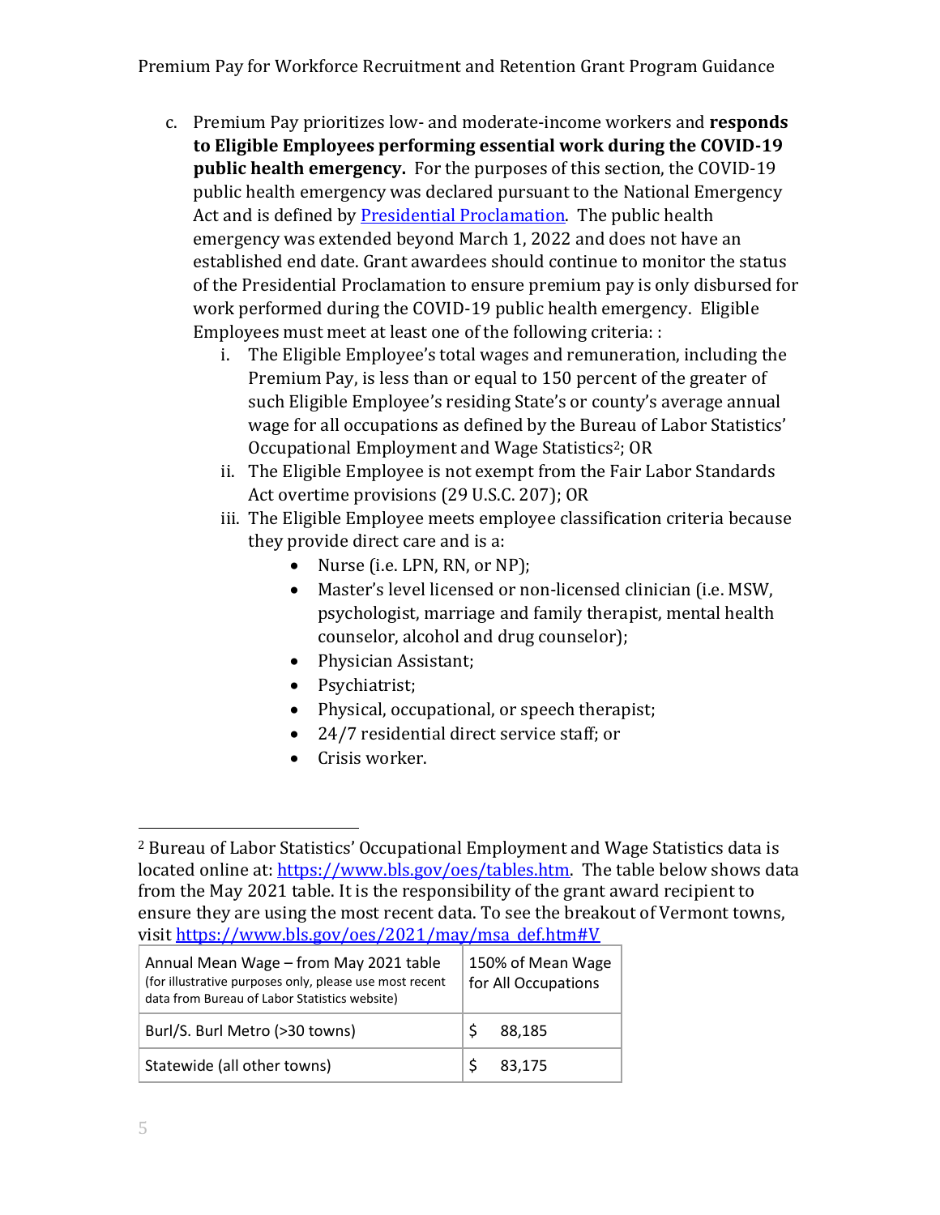c. Premium Pay prioritizes low- and moderate-income workers and **responds to Eligible Employees performing essential work during the COVID-19 public health emergency.** For the purposes of this section, the COVID-19 public health emergency was declared pursuant to the National Emergency Act and is defined by [Presidential Proclamation](). The public health emergency was extended beyond March 1, 2022 and does not have an established end date. Grant awardees should continue to monitor the status of the Presidential Proclamation to ensure premium pay is only disbursed for work performed during the COVID-19 public health emergency. Eligible Employees must meet at least one of the following criteria: :

   i. The Eligible Employee's total wages and remuneration, including the Premium Pay, is less than or equal to 150 percent of the greater of such Eligible Employee's residing State's or county's average annual wage for all occupations as defined by the Bureau of Labor Statistics' Occupational Employment and Wage Statistics[2]; OR

   ii. The Eligible Employee is not exempt from the Fair Labor Standards Act overtime provisions (29 U.S.C. 207); OR

   iii. The Eligible Employee meets employee classification criteria because they provide direct care and is a:
      - Nurse (i.e. LPN, RN, or NP);
      - Master's level licensed or non-licensed clinician (i.e. MSW, psychologist, marriage and family therapist, mental health counselor, alcohol and drug counselor);
      - Physician Assistant;
      - Psychiatrist;
      - Physical, occupational, or speech therapist;
      - 24/7 residential direct service staff; or
      - Crisis worker.

---

[2] Bureau of Labor Statistics' Occupational Employment and Wage Statistics data is located online at: [https://www.bls.gov/oes/tables.htm](https://www.bls.gov/oes/tables.htm). The table below shows data from the May 2021 table. It is the responsibility of the grant award recipient to ensure they are using the most recent data. To see the breakout of Vermont towns, visit [https://www.bls.gov/oes/2021/may/msa_def.htm#V](https://www.bls.gov/oes/2021/may/msa_def.htm#V)

| Annual Mean Wage – from May 2021 table (for illustrative purposes only, please use most recent data from Bureau of Labor Statistics website) | 150% of Mean Wage for All Occupations |
|---|---|
| Burl/S. Burl Metro (>30 towns) | $ 88,185 |
| Statewide (all other towns) | $ 83,175 |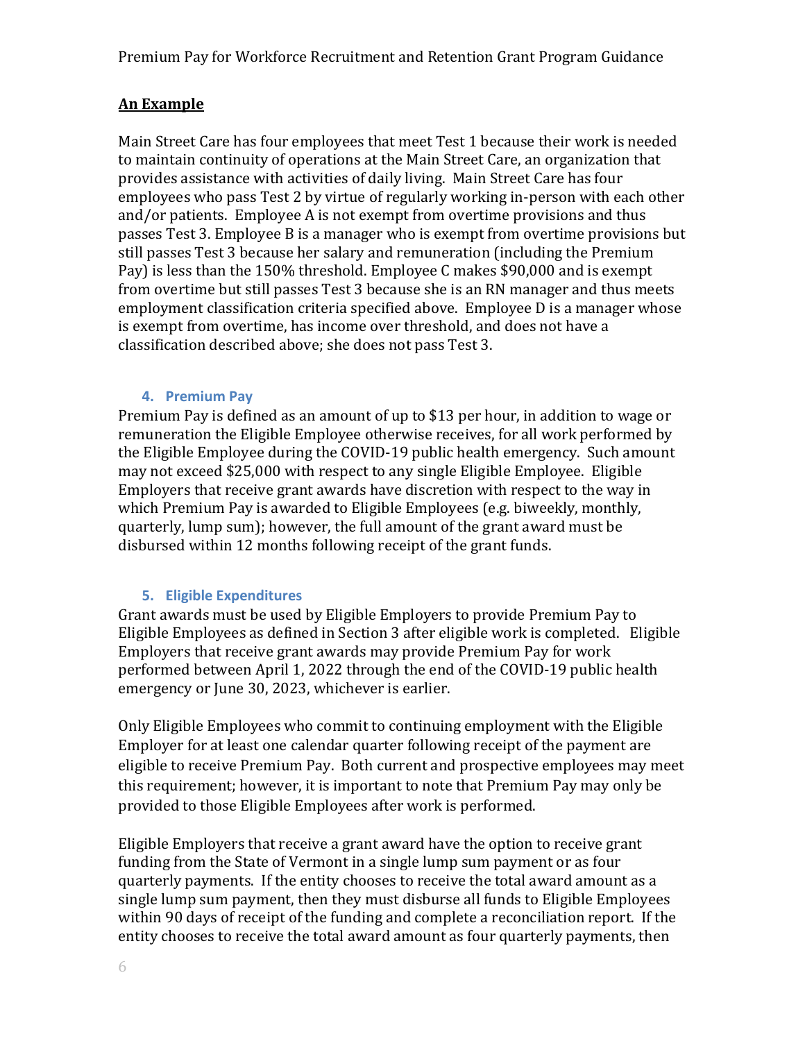**An Example**

Main Street Care has four employees that meet Test 1 because their work is needed to maintain continuity of operations at the Main Street Care, an organization that provides assistance with activities of daily living. Main Street Care has four employees who pass Test 2 by virtue of regularly working in-person with each other and/or patients. Employee A is not exempt from overtime provisions and thus passes Test 3. Employee B is a manager who is exempt from overtime provisions but still passes Test 3 because her salary and remuneration (including the Premium Pay) is less than the 150% threshold. Employee C makes $90,000 and is exempt from overtime but still passes Test 3 because she is an RN manager and thus meets employment classification criteria specified above. Employee D is a manager whose is exempt from overtime, has income over threshold, and does not have a classification described above; she does not pass Test 3.

## 4. Premium Pay

Premium Pay is defined as an amount of up to $13 per hour, in addition to wage or remuneration the Eligible Employee otherwise receives, for all work performed by the Eligible Employee during the COVID-19 public health emergency. Such amount may not exceed $25,000 with respect to any single Eligible Employee. Eligible Employers that receive grant awards have discretion with respect to the way in which Premium Pay is awarded to Eligible Employees (e.g. biweekly, monthly, quarterly, lump sum); however, the full amount of the grant award must be disbursed within 12 months following receipt of the grant funds.

## 5. Eligible Expenditures

Grant awards must be used by Eligible Employers to provide Premium Pay to Eligible Employees as defined in Section 3 after eligible work is completed. Eligible Employers that receive grant awards may provide Premium Pay for work performed between April 1, 2022 through the end of the COVID-19 public health emergency or June 30, 2023, whichever is earlier.

Only Eligible Employees who commit to continuing employment with the Eligible Employer for at least one calendar quarter following receipt of the payment are eligible to receive Premium Pay. Both current and prospective employees may meet this requirement; however, it is important to note that Premium Pay may only be provided to those Eligible Employees after work is performed.

Eligible Employers that receive a grant award have the option to receive grant funding from the State of Vermont in a single lump sum payment or as four quarterly payments. If the entity chooses to receive the total award amount as a single lump sum payment, then they must disburse all funds to Eligible Employees within 90 days of receipt of the funding and complete a reconciliation report. If the entity chooses to receive the total award amount as four quarterly payments, then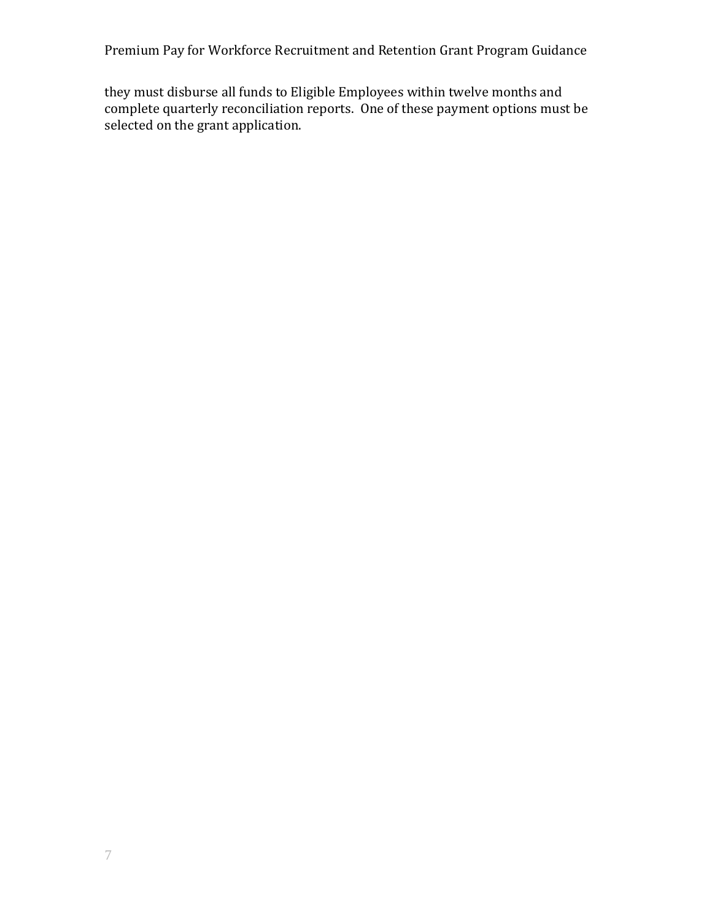they must disburse all funds to Eligible Employees within twelve months and complete quarterly reconciliation reports. One of these payment options must be selected on the grant application.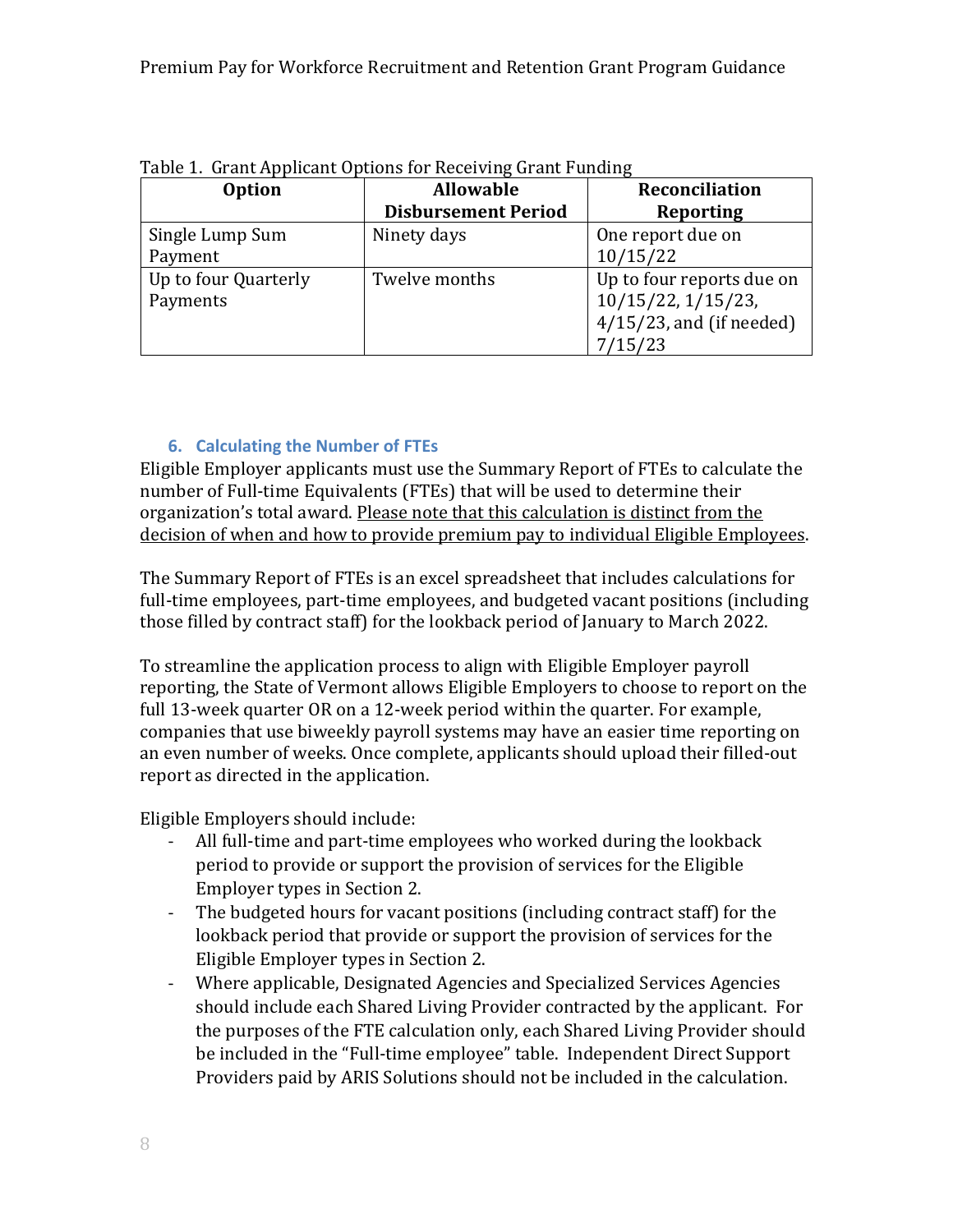Table 1. Grant Applicant Options for Receiving Grant Funding

| Option | Allowable Disbursement Period | Reconciliation Reporting |
|---|---|---|
| Single Lump Sum Payment | Ninety days | One report due on 10/15/22 |
| Up to four Quarterly Payments | Twelve months | Up to four reports due on 10/15/22, 1/15/23, 4/15/23, and (if needed) 7/15/23 |

### 6. Calculating the Number of FTEs

Eligible Employer applicants must use the Summary Report of FTEs to calculate the number of Full-time Equivalents (FTEs) that will be used to determine their organization's total award. Please note that this calculation is distinct from the decision of when and how to provide premium pay to individual Eligible Employees.

The Summary Report of FTEs is an excel spreadsheet that includes calculations for full-time employees, part-time employees, and budgeted vacant positions (including those filled by contract staff) for the lookback period of January to March 2022.

To streamline the application process to align with Eligible Employer payroll reporting, the State of Vermont allows Eligible Employers to choose to report on the full 13-week quarter OR on a 12-week period within the quarter. For example, companies that use biweekly payroll systems may have an easier time reporting on an even number of weeks. Once complete, applicants should upload their filled-out report as directed in the application.

Eligible Employers should include:

- All full-time and part-time employees who worked during the lookback period to provide or support the provision of services for the Eligible Employer types in Section 2.
- The budgeted hours for vacant positions (including contract staff) for the lookback period that provide or support the provision of services for the Eligible Employer types in Section 2.
- Where applicable, Designated Agencies and Specialized Services Agencies should include each Shared Living Provider contracted by the applicant. For the purposes of the FTE calculation only, each Shared Living Provider should be included in the "Full-time employee" table. Independent Direct Support Providers paid by ARIS Solutions should not be included in the calculation.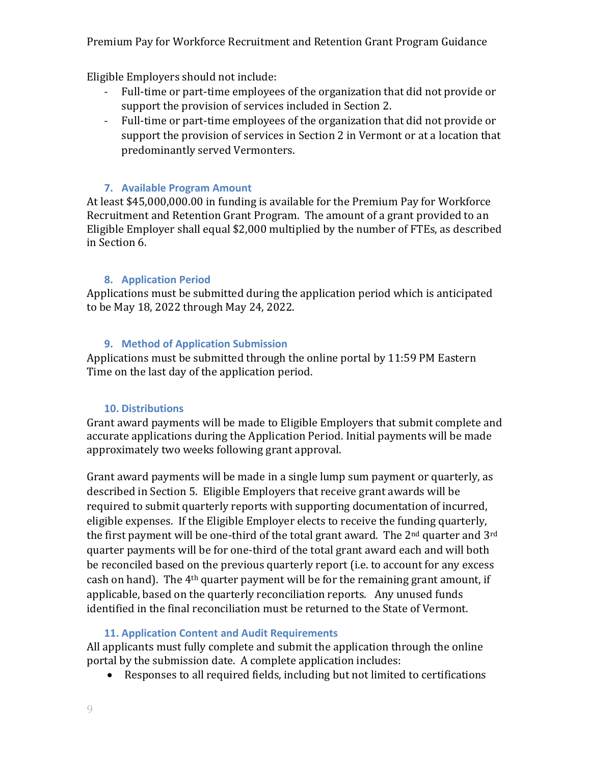Eligible Employers should not include:

- Full-time or part-time employees of the organization that did not provide or support the provision of services included in Section 2.
- Full-time or part-time employees of the organization that did not provide or support the provision of services in Section 2 in Vermont or at a location that predominantly served Vermonters.

### 7. Available Program Amount

At least $45,000,000.00 in funding is available for the Premium Pay for Workforce Recruitment and Retention Grant Program. The amount of a grant provided to an Eligible Employer shall equal $2,000 multiplied by the number of FTEs, as described in Section 6.

### 8. Application Period

Applications must be submitted during the application period which is anticipated to be May 18, 2022 through May 24, 2022.

### 9. Method of Application Submission

Applications must be submitted through the online portal by 11:59 PM Eastern Time on the last day of the application period.

### 10. Distributions

Grant award payments will be made to Eligible Employers that submit complete and accurate applications during the Application Period. Initial payments will be made approximately two weeks following grant approval.

Grant award payments will be made in a single lump sum payment or quarterly, as described in Section 5. Eligible Employers that receive grant awards will be required to submit quarterly reports with supporting documentation of incurred, eligible expenses. If the Eligible Employer elects to receive the funding quarterly, the first payment will be one-third of the total grant award. The 2nd quarter and 3rd quarter payments will be for one-third of the total grant award each and will both be reconciled based on the previous quarterly report (i.e. to account for any excess cash on hand). The 4th quarter payment will be for the remaining grant amount, if applicable, based on the quarterly reconciliation reports. Any unused funds identified in the final reconciliation must be returned to the State of Vermont.

### 11. Application Content and Audit Requirements

All applicants must fully complete and submit the application through the online portal by the submission date. A complete application includes:

- Responses to all required fields, including but not limited to certifications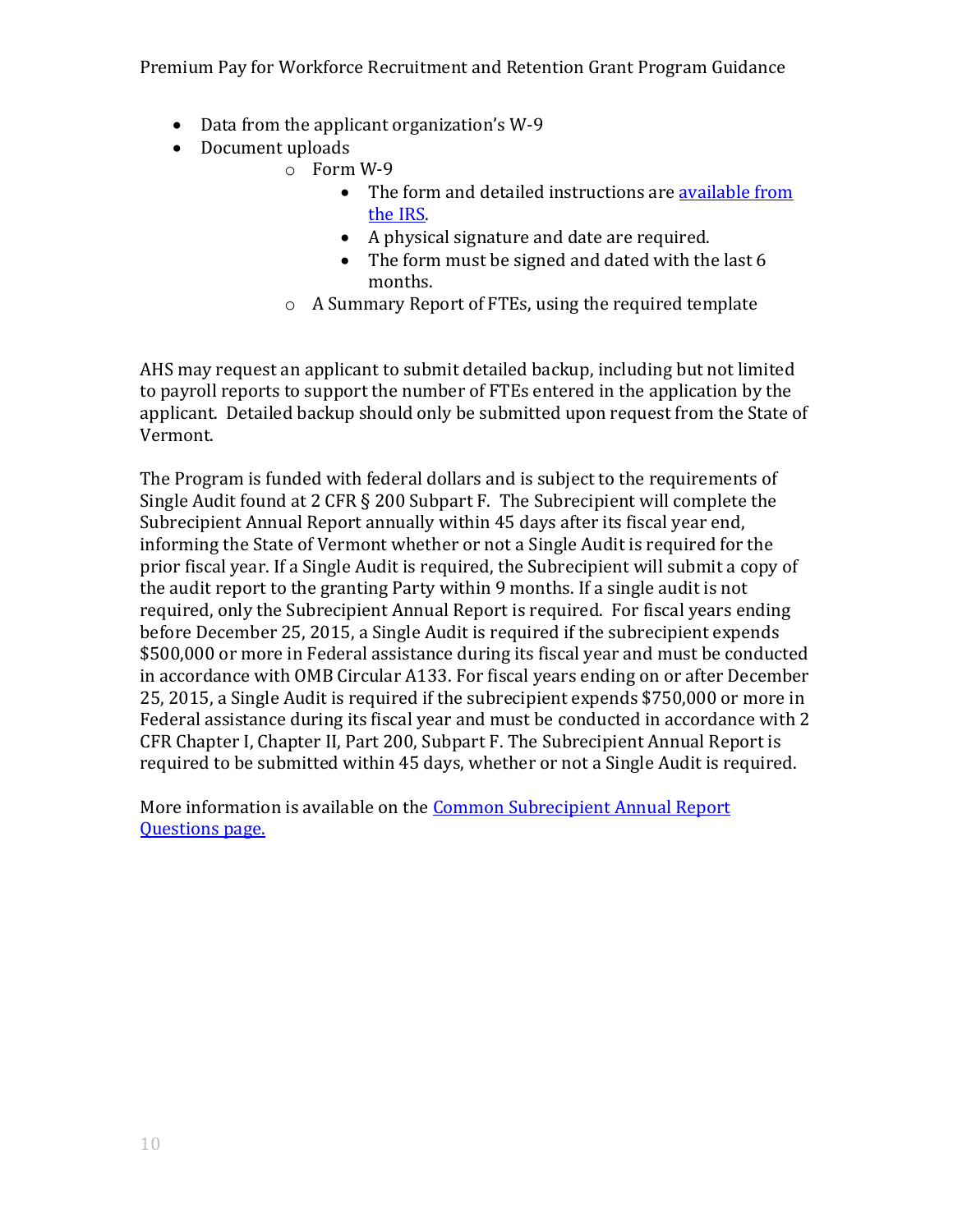- Data from the applicant organization's W-9
- Document uploads
  - Form W-9
    - The form and detailed instructions are [available from the IRS](#).
    - A physical signature and date are required.
    - The form must be signed and dated with the last 6 months.
  - A Summary Report of FTEs, using the required template

AHS may request an applicant to submit detailed backup, including but not limited to payroll reports to support the number of FTEs entered in the application by the applicant. Detailed backup should only be submitted upon request from the State of Vermont.

The Program is funded with federal dollars and is subject to the requirements of Single Audit found at 2 CFR § 200 Subpart F. The Subrecipient will complete the Subrecipient Annual Report annually within 45 days after its fiscal year end, informing the State of Vermont whether or not a Single Audit is required for the prior fiscal year. If a Single Audit is required, the Subrecipient will submit a copy of the audit report to the granting Party within 9 months. If a single audit is not required, only the Subrecipient Annual Report is required. For fiscal years ending before December 25, 2015, a Single Audit is required if the subrecipient expends $500,000 or more in Federal assistance during its fiscal year and must be conducted in accordance with OMB Circular A133. For fiscal years ending on or after December 25, 2015, a Single Audit is required if the subrecipient expends $750,000 or more in Federal assistance during its fiscal year and must be conducted in accordance with 2 CFR Chapter I, Chapter II, Part 200, Subpart F. The Subrecipient Annual Report is required to be submitted within 45 days, whether or not a Single Audit is required.

More information is available on the [Common Subrecipient Annual Report Questions page.](#)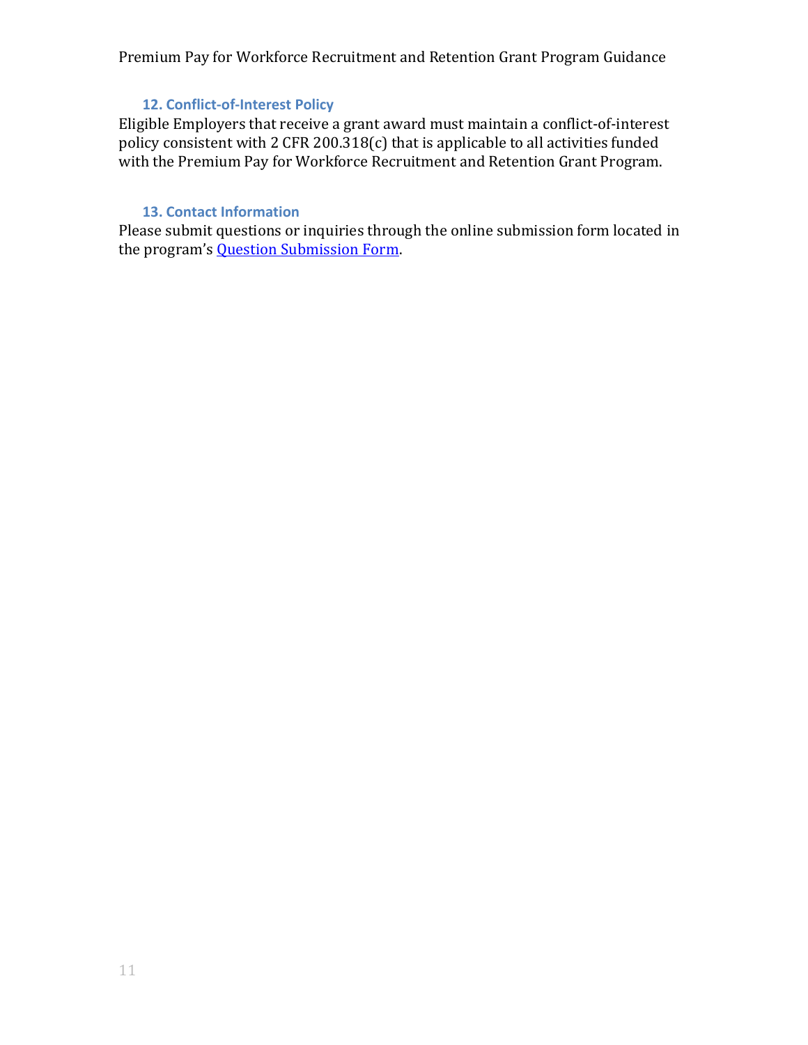### 12. Conflict-of-Interest Policy

Eligible Employers that receive a grant award must maintain a conflict-of-interest policy consistent with 2 CFR 200.318(c) that is applicable to all activities funded with the Premium Pay for Workforce Recruitment and Retention Grant Program.

### 13. Contact Information

Please submit questions or inquiries through the online submission form located in the program's [Question Submission Form].